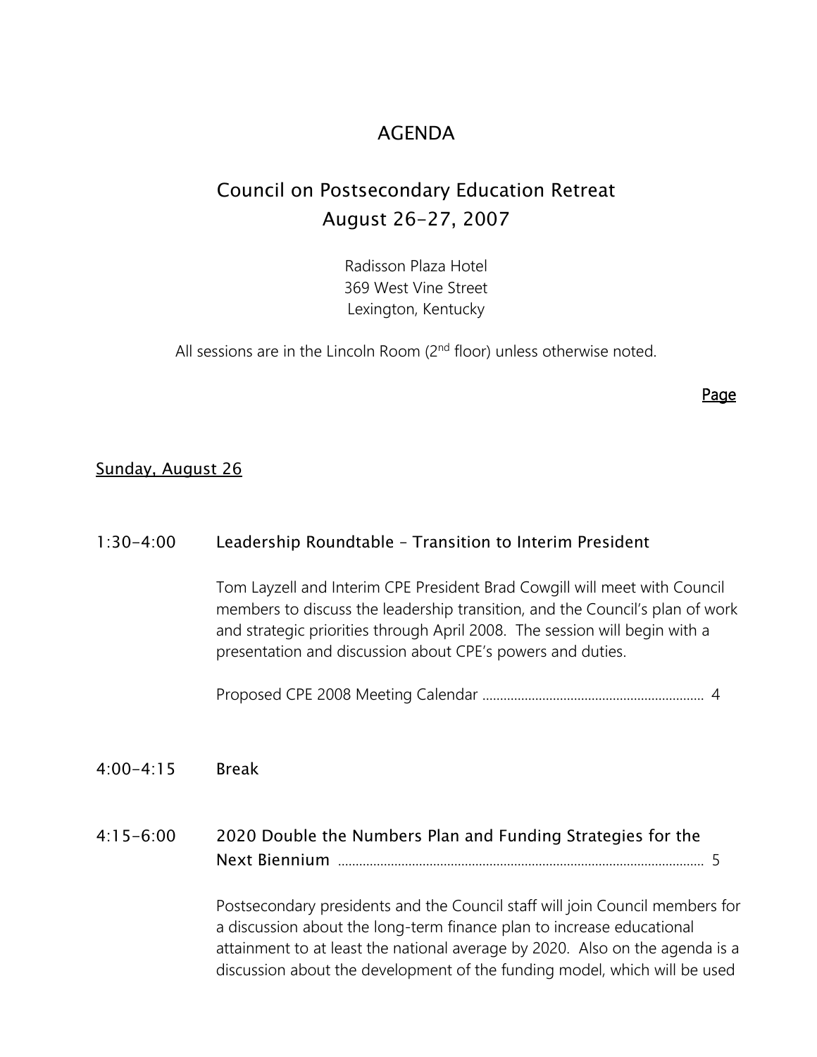# AGENDA

## Council on Postsecondary Education Retreat
## August 26-27, 2007

Radisson Plaza Hotel
369 West Vine Street
Lexington, Kentucky

All sessions are in the Lincoln Room (2nd floor) unless otherwise noted.

Page

### Sunday, August 26

**1:30-4:00 Leadership Roundtable – Transition to Interim President**

Tom Layzell and Interim CPE President Brad Cowgill will meet with Council members to discuss the leadership transition, and the Council's plan of work and strategic priorities through April 2008. The session will begin with a presentation and discussion about CPE's powers and duties.

Proposed CPE 2008 Meeting Calendar ............................................................ 4

**4:00-4:15 Break**

**4:15-6:00 2020 Double the Numbers Plan and Funding Strategies for the Next Biennium** ........................................................................................................ 5

Postsecondary presidents and the Council staff will join Council members for a discussion about the long-term finance plan to increase educational attainment to at least the national average by 2020. Also on the agenda is a discussion about the development of the funding model, which will be used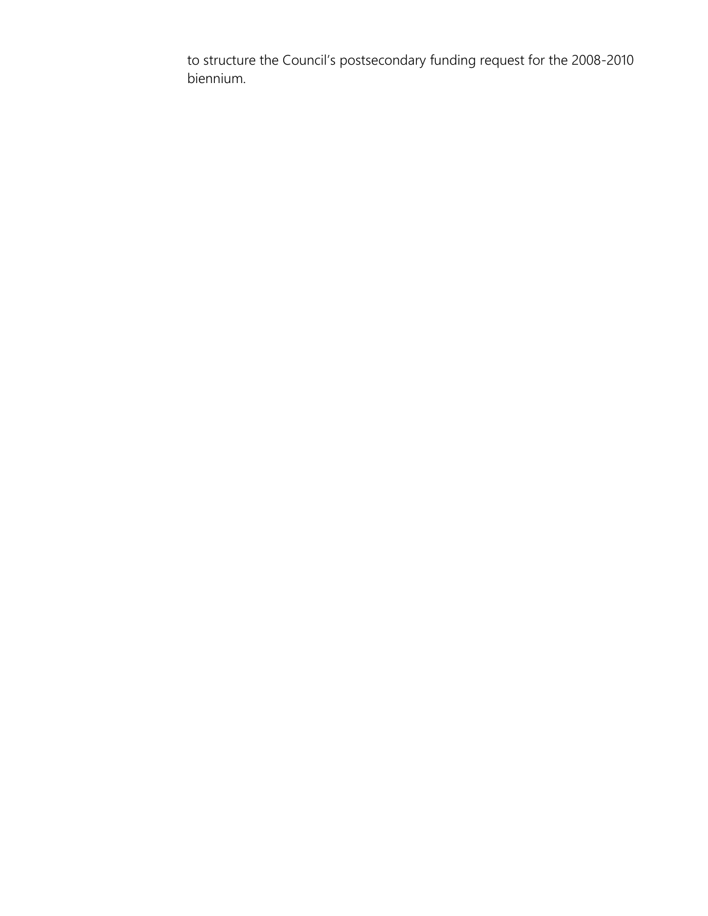to structure the Council's postsecondary funding request for the 2008-2010 biennium.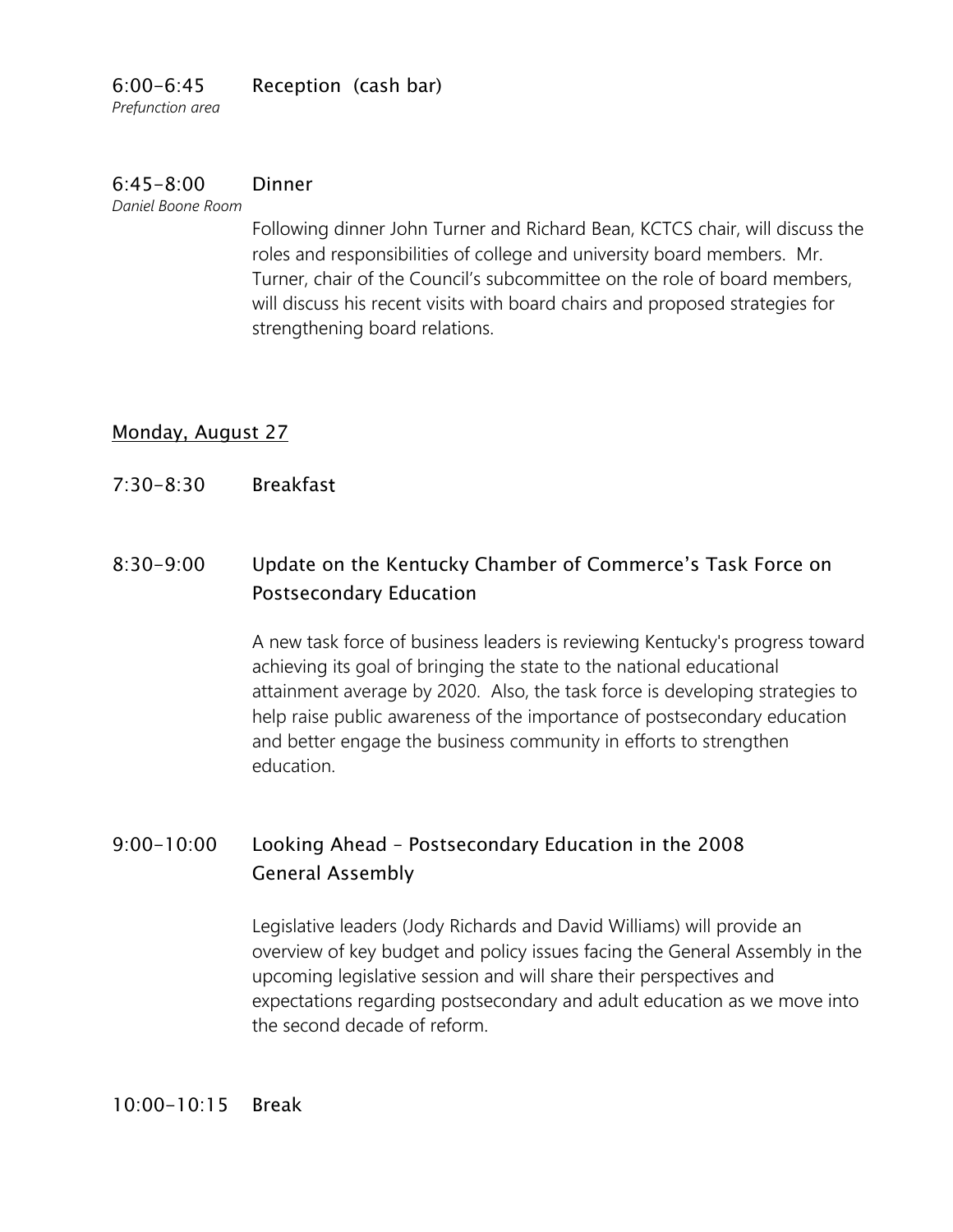**6:00–6:45** Reception (cash bar)
*Prefunction area*

**6:45–8:00** Dinner
*Daniel Boone Room*

Following dinner John Turner and Richard Bean, KCTCS chair, will discuss the roles and responsibilities of college and university board members. Mr. Turner, chair of the Council's subcommittee on the role of board members, will discuss his recent visits with board chairs and proposed strategies for strengthening board relations.

## Monday, August 27

**7:30–8:30** Breakfast

**8:30–9:00** Update on the Kentucky Chamber of Commerce's Task Force on Postsecondary Education

A new task force of business leaders is reviewing Kentucky's progress toward achieving its goal of bringing the state to the national educational attainment average by 2020. Also, the task force is developing strategies to help raise public awareness of the importance of postsecondary education and better engage the business community in efforts to strengthen education.

**9:00–10:00** Looking Ahead – Postsecondary Education in the 2008 General Assembly

Legislative leaders (Jody Richards and David Williams) will provide an overview of key budget and policy issues facing the General Assembly in the upcoming legislative session and will share their perspectives and expectations regarding postsecondary and adult education as we move into the second decade of reform.

**10:00–10:15** Break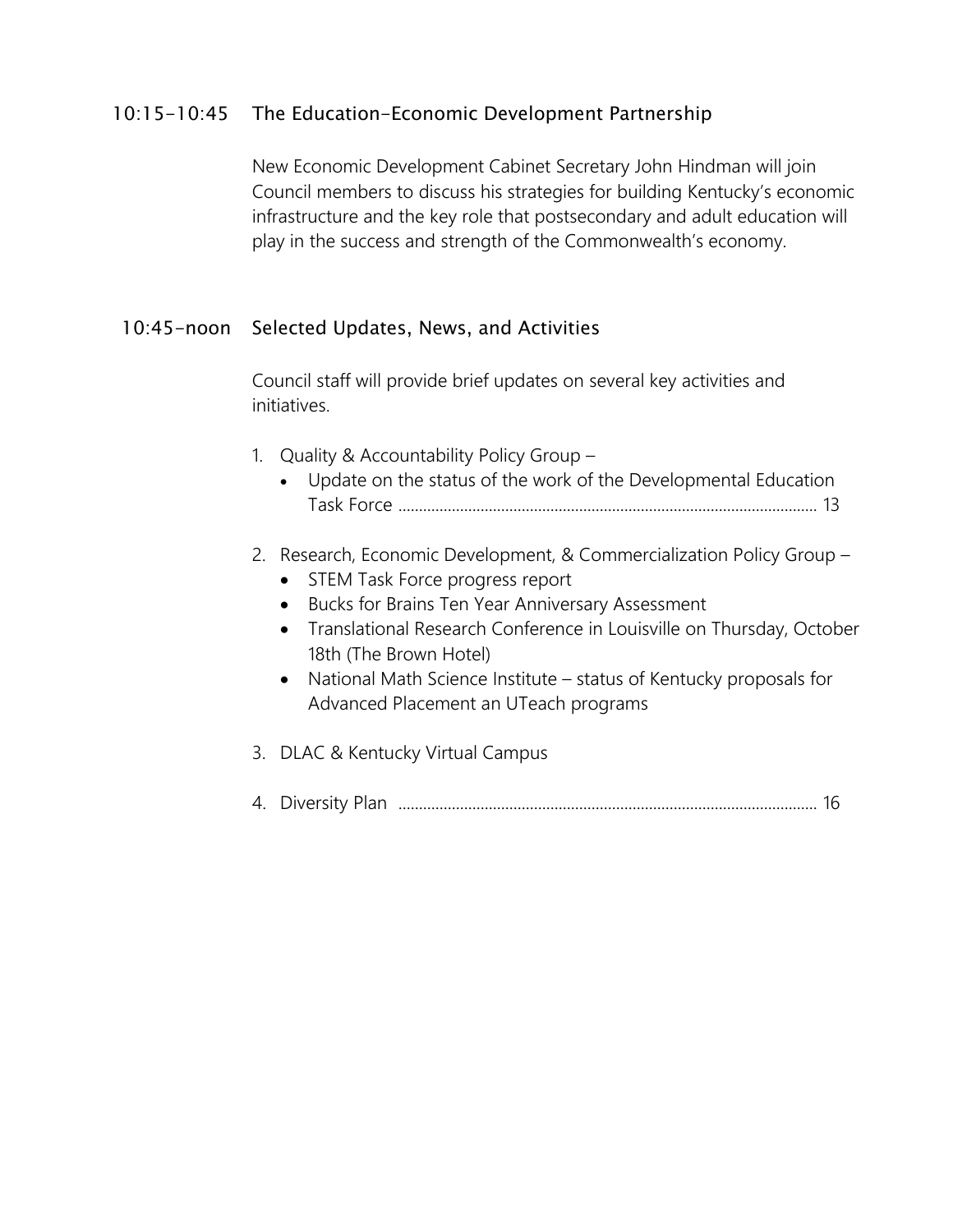**10:15-10:45 The Education-Economic Development Partnership**

New Economic Development Cabinet Secretary John Hindman will join Council members to discuss his strategies for building Kentucky's economic infrastructure and the key role that postsecondary and adult education will play in the success and strength of the Commonwealth's economy.

**10:45-noon Selected Updates, News, and Activities**

Council staff will provide brief updates on several key activities and initiatives.

1. Quality & Accountability Policy Group –
   - Update on the status of the work of the Developmental Education Task Force ..................................................................................................... 13

2. Research, Economic Development, & Commercialization Policy Group –
   - STEM Task Force progress report
   - Bucks for Brains Ten Year Anniversary Assessment
   - Translational Research Conference in Louisville on Thursday, October 18th (The Brown Hotel)
   - National Math Science Institute – status of Kentucky proposals for Advanced Placement an UTeach programs

3. DLAC & Kentucky Virtual Campus

4. Diversity Plan ..................................................................................................... 16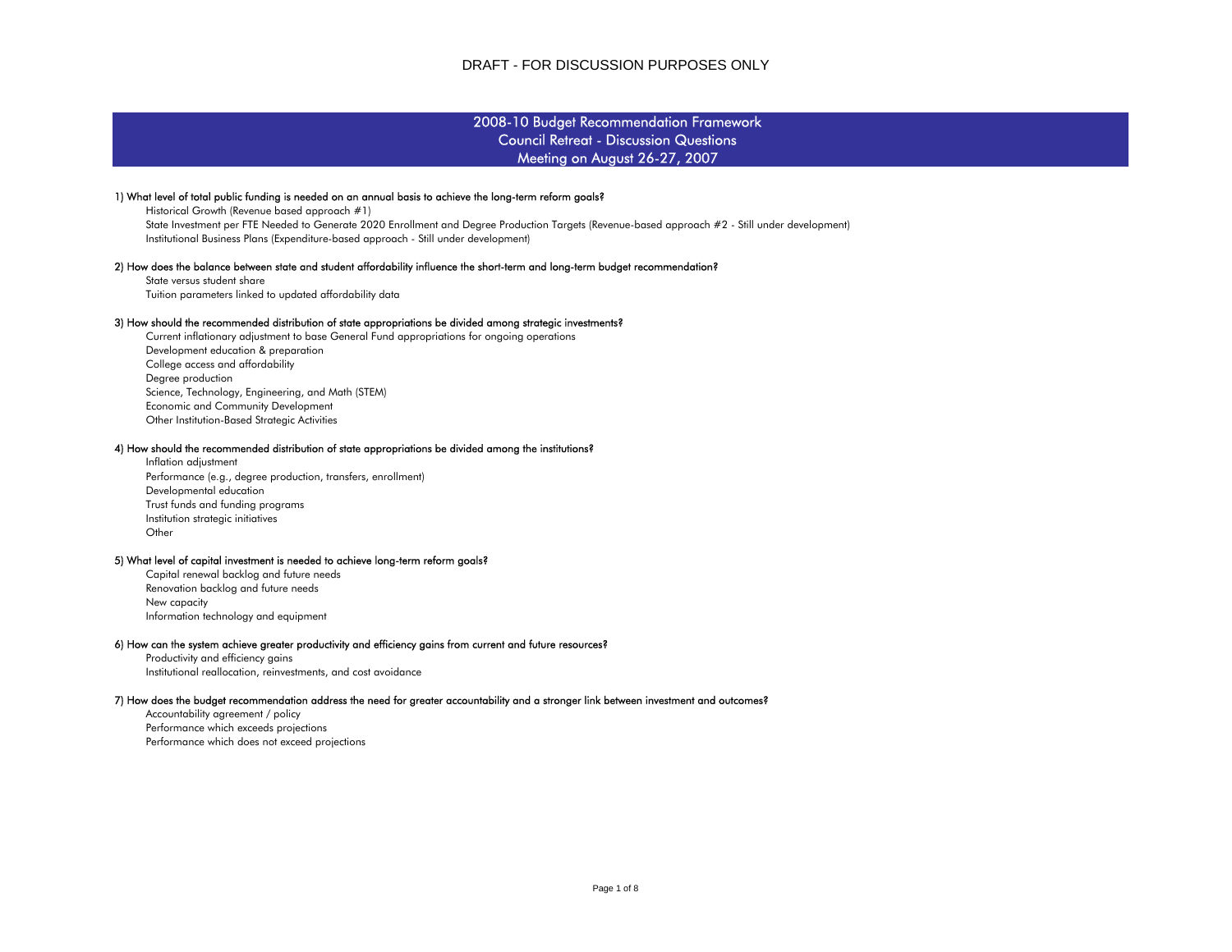DRAFT - FOR DISCUSSION PURPOSES ONLY

# 2008-10 Budget Recommendation Framework
## Council Retreat - Discussion Questions
## Meeting on August 26-27, 2007

**1) What level of total public funding is needed on an annual basis to achieve the long-term reform goals?**

- Historical Growth (Revenue based approach #1)
- State Investment per FTE Needed to Generate 2020 Enrollment and Degree Production Targets (Revenue-based approach #2 - Still under development)
- Institutional Business Plans (Expenditure-based approach - Still under development)

**2) How does the balance between state and student affordability influence the short-term and long-term budget recommendation?**

- State versus student share
- Tuition parameters linked to updated affordability data

**3) How should the recommended distribution of state appropriations be divided among strategic investments?**

- Current inflationary adjustment to base General Fund appropriations for ongoing operations
- Development education & preparation
- College access and affordability
- Degree production
- Science, Technology, Engineering, and Math (STEM)
- Economic and Community Development
- Other Institution-Based Strategic Activities

**4) How should the recommended distribution of state appropriations be divided among the institutions?**

- Inflation adjustment
- Performance (e.g., degree production, transfers, enrollment)
- Developmental education
- Trust funds and funding programs
- Institution strategic initiatives
- Other

**5) What level of capital investment is needed to achieve long-term reform goals?**

- Capital renewal backlog and future needs
- Renovation backlog and future needs
- New capacity
- Information technology and equipment

**6) How can the system achieve greater productivity and efficiency gains from current and future resources?**

- Productivity and efficiency gains
- Institutional reallocation, reinvestments, and cost avoidance

**7) How does the budget recommendation address the need for greater accountability and a stronger link between investment and outcomes?**

- Accountability agreement / policy
- Performance which exceeds projections
- Performance which does not exceed projections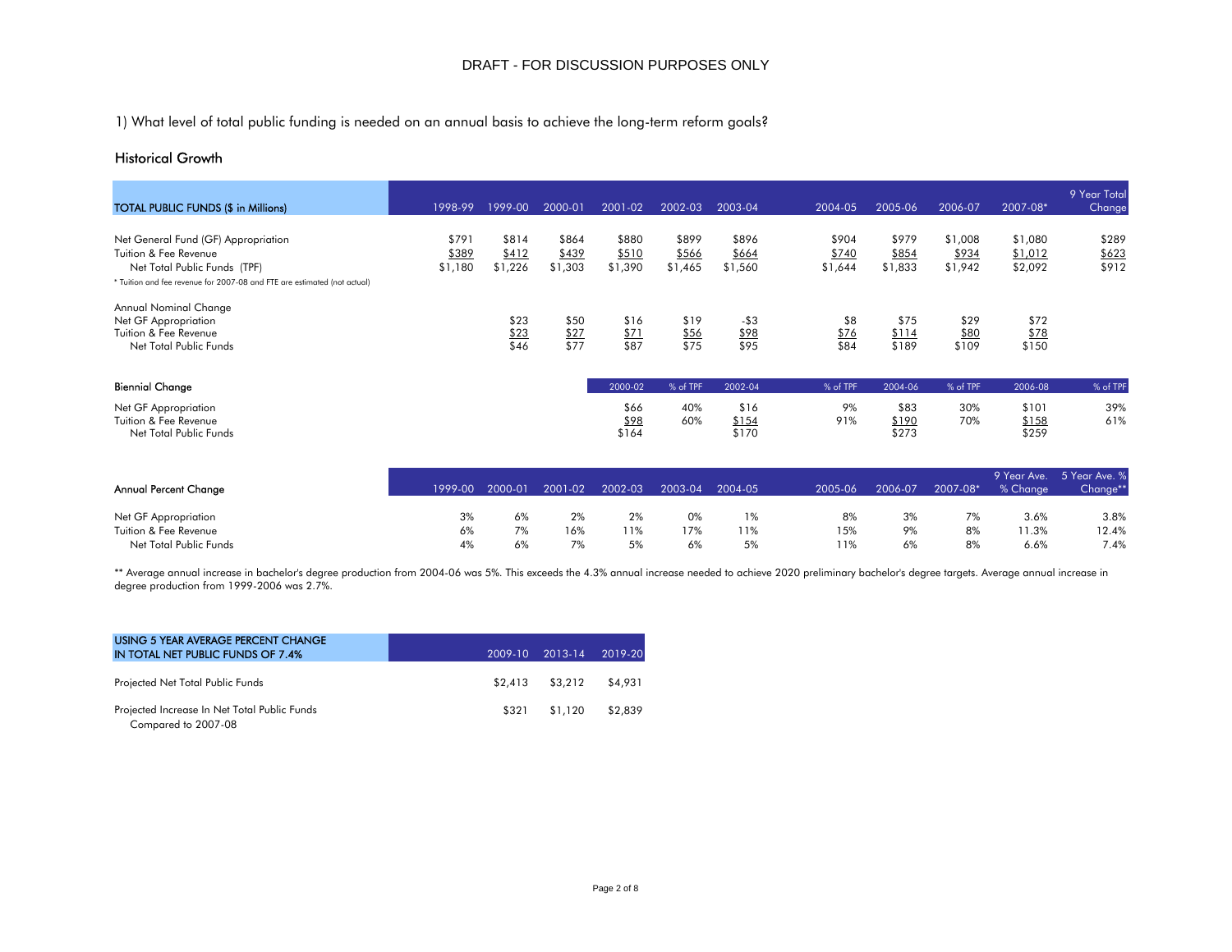DRAFT - FOR DISCUSSION PURPOSES ONLY

## 1) What level of total public funding is needed on an annual basis to achieve the long-term reform goals?

### Historical Growth

| TOTAL PUBLIC FUNDS ($ in Millions) | 1998-99 | 1999-00 | 2000-01 | 2001-02 | 2002-03 | 2003-04 | 2004-05 | 2005-06 | 2006-07 | 2007-08* | 9 Year Total Change |
|---|---|---|---|---|---|---|---|---|---|---|---|
| Net General Fund (GF) Appropriation | $791 | $814 | $864 | $880 | $899 | $896 | $904 | $979 | $1,008 | $1,080 | $289 |
| Tuition & Fee Revenue | $389 | $412 | $439 | $510 | $566 | $664 | $740 | $854 | $934 | $1,012 | $623 |
| Net Total Public Funds (TPF) | $1,180 | $1,226 | $1,303 | $1,390 | $1,465 | $1,560 | $1,644 | $1,833 | $1,942 | $2,092 | $912 |

\* Tuition and fee revenue for 2007-08 and FTE are estimated (not actual)

| Annual Nominal Change | 1998-99 | 1999-00 | 2000-01 | 2001-02 | 2002-03 | 2003-04 | 2004-05 | 2005-06 | 2006-07 | 2007-08* |
|---|---|---|---|---|---|---|---|---|---|---|
| Net GF Appropriation | | $23 | $50 | $16 | $19 | -$3 | $8 | $75 | $29 | $72 |
| Tuition & Fee Revenue | | $23 | $27 | $71 | $56 | $98 | $76 | $114 | $80 | $78 |
| Net Total Public Funds | | $46 | $77 | $87 | $75 | $95 | $84 | $189 | $109 | $150 |

| Biennial Change | 2000-02 | % of TPF | 2002-04 | % of TPF | 2004-06 | % of TPF | 2006-08 | % of TPF |
|---|---|---|---|---|---|---|---|---|
| Net GF Appropriation | $66 | 40% | $16 | 9% | $83 | 30% | $101 | 39% |
| Tuition & Fee Revenue | $98 | 60% | $154 | 91% | $190 | 70% | $158 | 61% |
| Net Total Public Funds | $164 | | $170 | | $273 | | $259 | |

| Annual Percent Change | 1999-00 | 2000-01 | 2001-02 | 2002-03 | 2003-04 | 2004-05 | 2005-06 | 2006-07 | 2007-08* | 9 Year Ave. % Change | 5 Year Ave. % Change** |
|---|---|---|---|---|---|---|---|---|---|---|---|
| Net GF Appropriation | 3% | 6% | 2% | 2% | 0% | 1% | 8% | 3% | 7% | 3.6% | 3.8% |
| Tuition & Fee Revenue | 6% | 7% | 16% | 11% | 17% | 11% | 15% | 9% | 8% | 11.3% | 12.4% |
| Net Total Public Funds | 4% | 6% | 7% | 5% | 6% | 5% | 11% | 6% | 8% | 6.6% | 7.4% |

\*\* Average annual increase in bachelor's degree production from 2004-06 was 5%. This exceeds the 4.3% annual increase needed to achieve 2020 preliminary bachelor's degree targets. Average annual increase in degree production from 1999-2006 was 2.7%.

| USING 5 YEAR AVERAGE PERCENT CHANGE IN TOTAL NET PUBLIC FUNDS OF 7.4% | 2009-10 | 2013-14 | 2019-20 |
|---|---|---|---|
| Projected Net Total Public Funds | $2,413 | $3,212 | $4,931 |
| Projected Increase In Net Total Public Funds Compared to 2007-08 | $321 | $1,120 | $2,839 |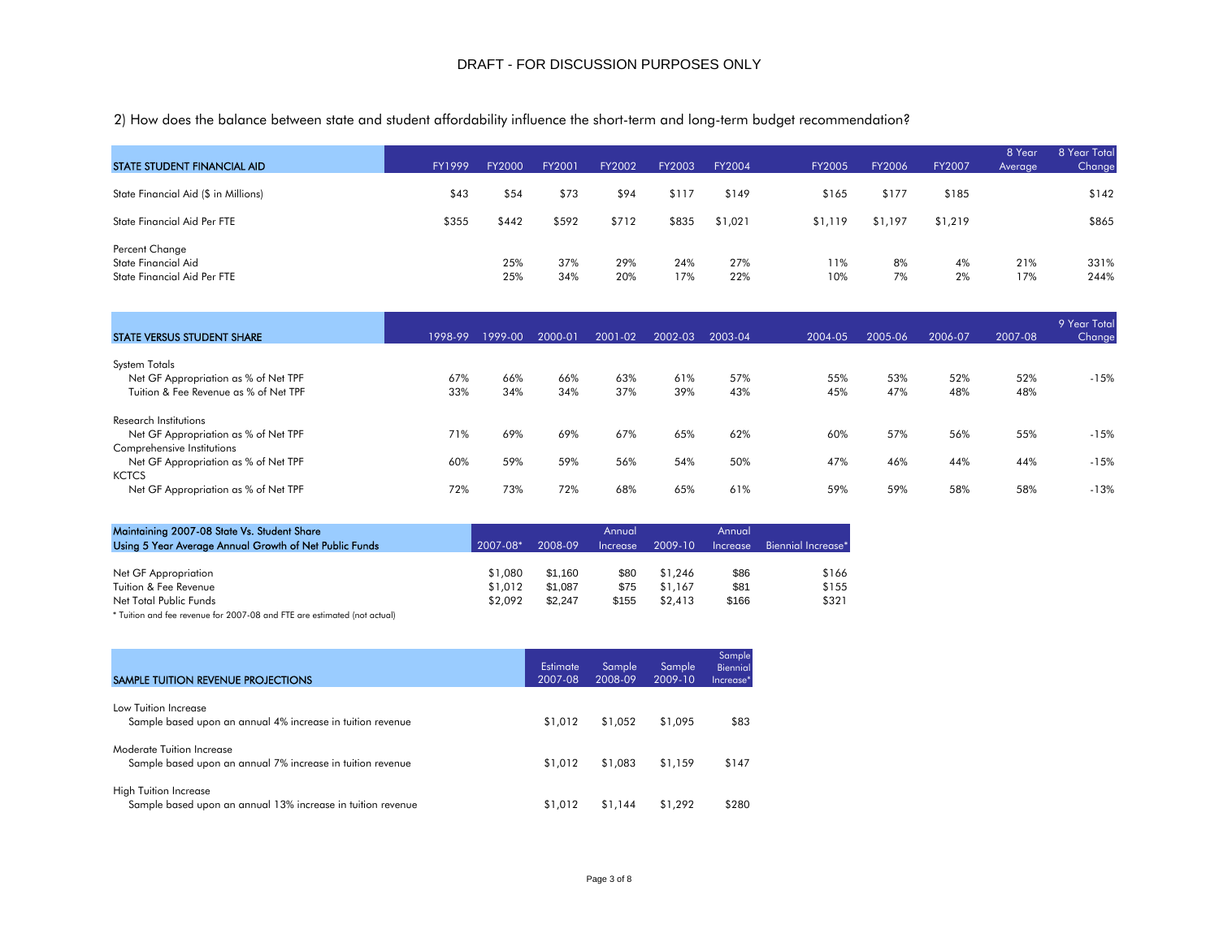DRAFT - FOR DISCUSSION PURPOSES ONLY

2) How does the balance between state and student affordability influence the short-term and long-term budget recommendation?

| STATE STUDENT FINANCIAL AID | FY1999 | FY2000 | FY2001 | FY2002 | FY2003 | FY2004 | FY2005 | FY2006 | FY2007 | 8 Year Average | 8 Year Total Change |
|---|---|---|---|---|---|---|---|---|---|---|---|
| State Financial Aid ($ in Millions) | $43 | $54 | $73 | $94 | $117 | $149 | $165 | $177 | $185 | | $142 |
| State Financial Aid Per FTE | $355 | $442 | $592 | $712 | $835 | $1,021 | $1,119 | $1,197 | $1,219 | | $865 |
| Percent Change | | | | | | | | | | | |
| State Financial Aid | | 25% | 37% | 29% | 24% | 27% | 11% | 8% | 4% | 21% | 331% |
| State Financial Aid Per FTE | | 25% | 34% | 20% | 17% | 22% | 10% | 7% | 2% | 17% | 244% |

| STATE VERSUS STUDENT SHARE | 1998-99 | 1999-00 | 2000-01 | 2001-02 | 2002-03 | 2003-04 | 2004-05 | 2005-06 | 2006-07 | 2007-08 | 9 Year Total Change |
|---|---|---|---|---|---|---|---|---|---|---|---|
| System Totals | | | | | | | | | | | |
| Net GF Appropriation as % of Net TPF | 67% | 66% | 66% | 63% | 61% | 57% | 55% | 53% | 52% | 52% | -15% |
| Tuition & Fee Revenue as % of Net TPF | 33% | 34% | 34% | 37% | 39% | 43% | 45% | 47% | 48% | 48% | |
| Research Institutions | | | | | | | | | | | |
| Net GF Appropriation as % of Net TPF | 71% | 69% | 69% | 67% | 65% | 62% | 60% | 57% | 56% | 55% | -15% |
| Comprehensive Institutions | | | | | | | | | | | |
| Net GF Appropriation as % of Net TPF | 60% | 59% | 59% | 56% | 54% | 50% | 47% | 46% | 44% | 44% | -15% |
| KCTCS | | | | | | | | | | | |
| Net GF Appropriation as % of Net TPF | 72% | 73% | 72% | 68% | 65% | 61% | 59% | 59% | 58% | 58% | -13% |

| Maintaining 2007-08 State Vs. Student Share Using 5 Year Average Annual Growth of Net Public Funds | 2007-08* | 2008-09 | Annual Increase | 2009-10 | Annual Increase | Biennial Increase* |
|---|---|---|---|---|---|---|
| Net GF Appropriation | $1,080 | $1,160 | $80 | $1,246 | $86 | $166 |
| Tuition & Fee Revenue | $1,012 | $1,087 | $75 | $1,167 | $81 | $155 |
| Net Total Public Funds | $2,092 | $2,247 | $155 | $2,413 | $166 | $321 |

\* Tuition and fee revenue for 2007-08 and FTE are estimated (not actual)

| SAMPLE TUITION REVENUE PROJECTIONS | Estimate 2007-08 | Sample 2008-09 | Sample 2009-10 | Sample Biennial Increase* |
|---|---|---|---|---|
| Low Tuition Increase | | | | |
| Sample based upon an annual 4% increase in tuition revenue | $1,012 | $1,052 | $1,095 | $83 |
| Moderate Tuition Increase | | | | |
| Sample based upon an annual 7% increase in tuition revenue | $1,012 | $1,083 | $1,159 | $147 |
| High Tuition Increase | | | | |
| Sample based upon an annual 13% increase in tuition revenue | $1,012 | $1,144 | $1,292 | $280 |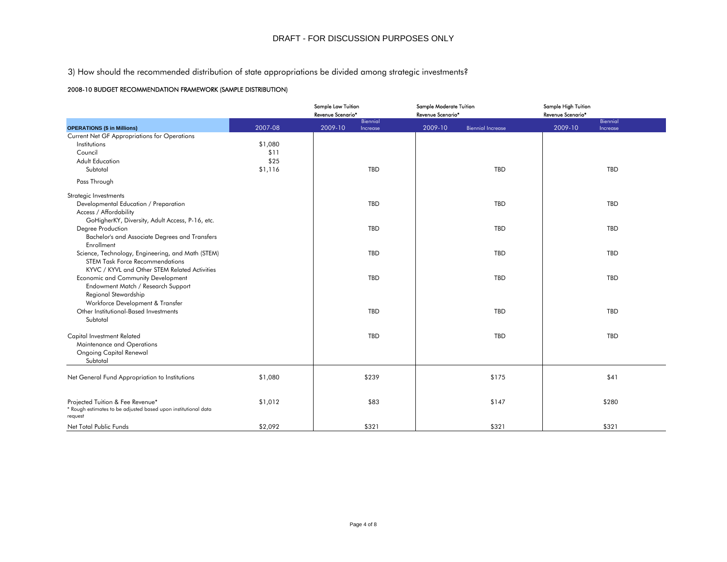DRAFT - FOR DISCUSSION PURPOSES ONLY

## 3) How should the recommended distribution of state appropriations be divided among strategic investments?

### 2008-10 BUDGET RECOMMENDATION FRAMEWORK (SAMPLE DISTRIBUTION)

| | | Sample Low Tuition Revenue Scenario* | | Sample Moderate Tuition Revenue Scenario* | | Sample High Tuition Revenue Scenario* | |
|---|---|---|---|---|---|---|---|
| **OPERATIONS ($ in Millions)** | 2007-08 | 2009-10 | Biennial Increase | 2009-10 | Biennial Increase | 2009-10 | Biennial Increase |
| Current Net GF Appropriations for Operations | | | | | | | |
| Institutions | $1,080 | | | | | | |
| Council | $11 | | | | | | |
| Adult Education | $25 | | | | | | |
| Subtotal | $1,116 | | TBD | | TBD | | TBD |
| Pass Through | | | | | | | |
| Strategic Investments | | | | | | | |
| Developmental Education / Preparation | | | TBD | | TBD | | TBD |
| Access / Affordability | | | | | | | |
| GoHigherKY, Diversity, Adult Access, P-16, etc. | | | | | | | |
| Degree Production | | | TBD | | TBD | | TBD |
| Bachelor's and Associate Degrees and Transfers | | | | | | | |
| Enrollment | | | | | | | |
| Science, Technology, Engineering, and Math (STEM) | | | TBD | | TBD | | TBD |
| STEM Task Force Recommendations | | | | | | | |
| KYVC / KYVL and Other STEM Related Activities | | | | | | | |
| Economic and Community Development | | | TBD | | TBD | | TBD |
| Endowment Match / Research Support | | | | | | | |
| Regional Stewardship | | | | | | | |
| Workforce Development & Transfer | | | | | | | |
| Other Institutional-Based Investments | | | TBD | | TBD | | TBD |
| Subtotal | | | | | | | |
| Capital Investment Related | | | TBD | | TBD | | TBD |
| Maintenance and Operations | | | | | | | |
| Ongoing Capital Renewal | | | | | | | |
| Subtotal | | | | | | | |
| Net General Fund Appropriation to Institutions | $1,080 | | $239 | | $175 | | $41 |
| Projected Tuition & Fee Revenue* | $1,012 | | $83 | | $147 | | $280 |
| Net Total Public Funds | $2,092 | | $321 | | $321 | | $321 |

\* Rough estimates to be adjusted based upon institutional data request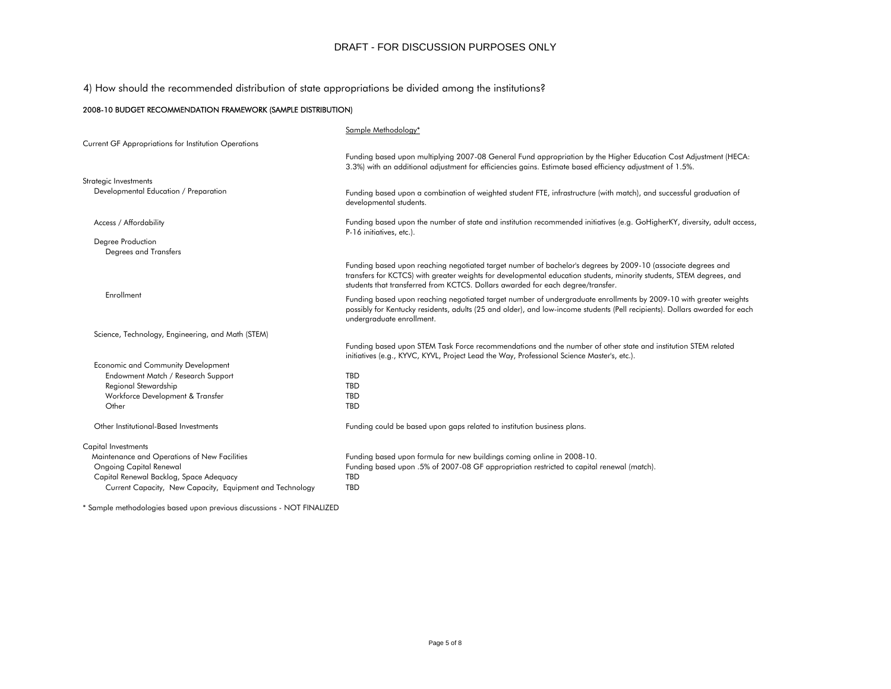DRAFT - FOR DISCUSSION PURPOSES ONLY

## 4) How should the recommended distribution of state appropriations be divided among the institutions?

### 2008-10 BUDGET RECOMMENDATION FRAMEWORK (SAMPLE DISTRIBUTION)

| | Sample Methodology* |
|---|---|
| Current GF Appropriations for Institution Operations | Funding based upon multiplying 2007-08 General Fund appropriation by the Higher Education Cost Adjustment (HECA: 3.3%) with an additional adjustment for efficiencies gains. Estimate based efficiency adjustment of 1.5%. |
| Strategic Investments | |
| Developmental Education / Preparation | Funding based upon a combination of weighted student FTE, infrastructure (with match), and successful graduation of developmental students. |
| Access / Affordability | Funding based upon the number of state and institution recommended initiatives (e.g. GoHigherKY, diversity, adult access, P-16 initiatives, etc.). |
| Degree Production | |
| Degrees and Transfers | Funding based upon reaching negotiated target number of bachelor's degrees by 2009-10 (associate degrees and transfers for KCTCS) with greater weights for developmental education students, minority students, STEM degrees, and students that transferred from KCTCS. Dollars awarded for each degree/transfer. |
| Enrollment | Funding based upon reaching negotiated target number of undergraduate enrollments by 2009-10 with greater weights possibly for Kentucky residents, adults (25 and older), and low-income students (Pell recipients). Dollars awarded for each undergraduate enrollment. |
| Science, Technology, Engineering, and Math (STEM) | Funding based upon STEM Task Force recommendations and the number of other state and institution STEM related initiatives (e.g., KYVC, KYVL, Project Lead the Way, Professional Science Master's, etc.). |
| Economic and Community Development | |
| Endowment Match / Research Support | TBD |
| Regional Stewardship | TBD |
| Workforce Development & Transfer | TBD |
| Other | TBD |
| Other Institutional-Based Investments | Funding could be based upon gaps related to institution business plans. |
| Capital Investments | |
| Maintenance and Operations of New Facilities | Funding based upon formula for new buildings coming online in 2008-10. |
| Ongoing Capital Renewal | Funding based upon .5% of 2007-08 GF appropriation restricted to capital renewal (match). |
| Capital Renewal Backlog, Space Adequacy | TBD |
| Current Capacity, New Capacity, Equipment and Technology | TBD |

\* Sample methodologies based upon previous discussions - NOT FINALIZED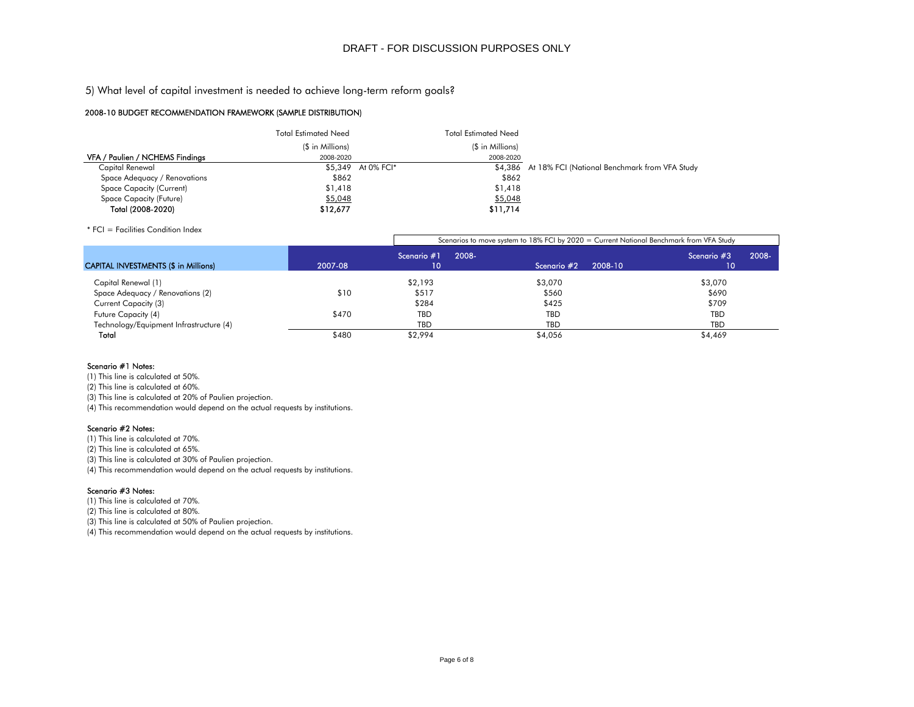DRAFT - FOR DISCUSSION PURPOSES ONLY

## 5) What level of capital investment is needed to achieve long-term reform goals?

### 2008-10 BUDGET RECOMMENDATION FRAMEWORK (SAMPLE DISTRIBUTION)

| VFA / Paulien / NCHEMS Findings | Total Estimated Need ($ in Millions) 2008-2020 | | Total Estimated Need ($ in Millions) 2008-2020 | |
|---|---|---|---|---|
| Capital Renewal | $5,349 | At 0% FCI* | $4,386 | At 18% FCI (National Benchmark from VFA Study |
| Space Adequacy / Renovations | $862 | | $862 | |
| Space Capacity (Current) | $1,418 | | $1,418 | |
| Space Capacity (Future) | $5,048 | | $5,048 | |
| **Total (2008-2020)** | **$12,677** | | **$11,714** | |

\* FCI = Facilities Condition Index

| | | Scenarios to move system to 18% FCI by 2020 = Current National Benchmark from VFA Study | | |
|---|---|---|---|---|
| **CAPITAL INVESTMENTS ($ in Millions)** | **2007-08** | **Scenario #1 2008-10** | **Scenario #2 2008-10** | **Scenario #3 2008-10** |
| Capital Renewal (1) | | $2,193 | $3,070 | $3,070 |
| Space Adequacy / Renovations (2) | $10 | $517 | $560 | $690 |
| Current Capacity (3) | | $284 | $425 | $709 |
| Future Capacity (4) | $470 | TBD | TBD | TBD |
| Technology/Equipment Infrastructure (4) | | TBD | TBD | TBD |
| **Total** | $480 | $2,994 | $4,056 | $4,469 |

**Scenario #1 Notes:**
(1) This line is calculated at 50%.
(2) This line is calculated at 60%.
(3) This line is calculated at 20% of Paulien projection.
(4) This recommendation would depend on the actual requests by institutions.

**Scenario #2 Notes:**
(1) This line is calculated at 70%.
(2) This line is calculated at 65%.
(3) This line is calculated at 30% of Paulien projection.
(4) This recommendation would depend on the actual requests by institutions.

**Scenario #3 Notes:**
(1) This line is calculated at 70%.
(2) This line is calculated at 80%.
(3) This line is calculated at 50% of Paulien projection.
(4) This recommendation would depend on the actual requests by institutions.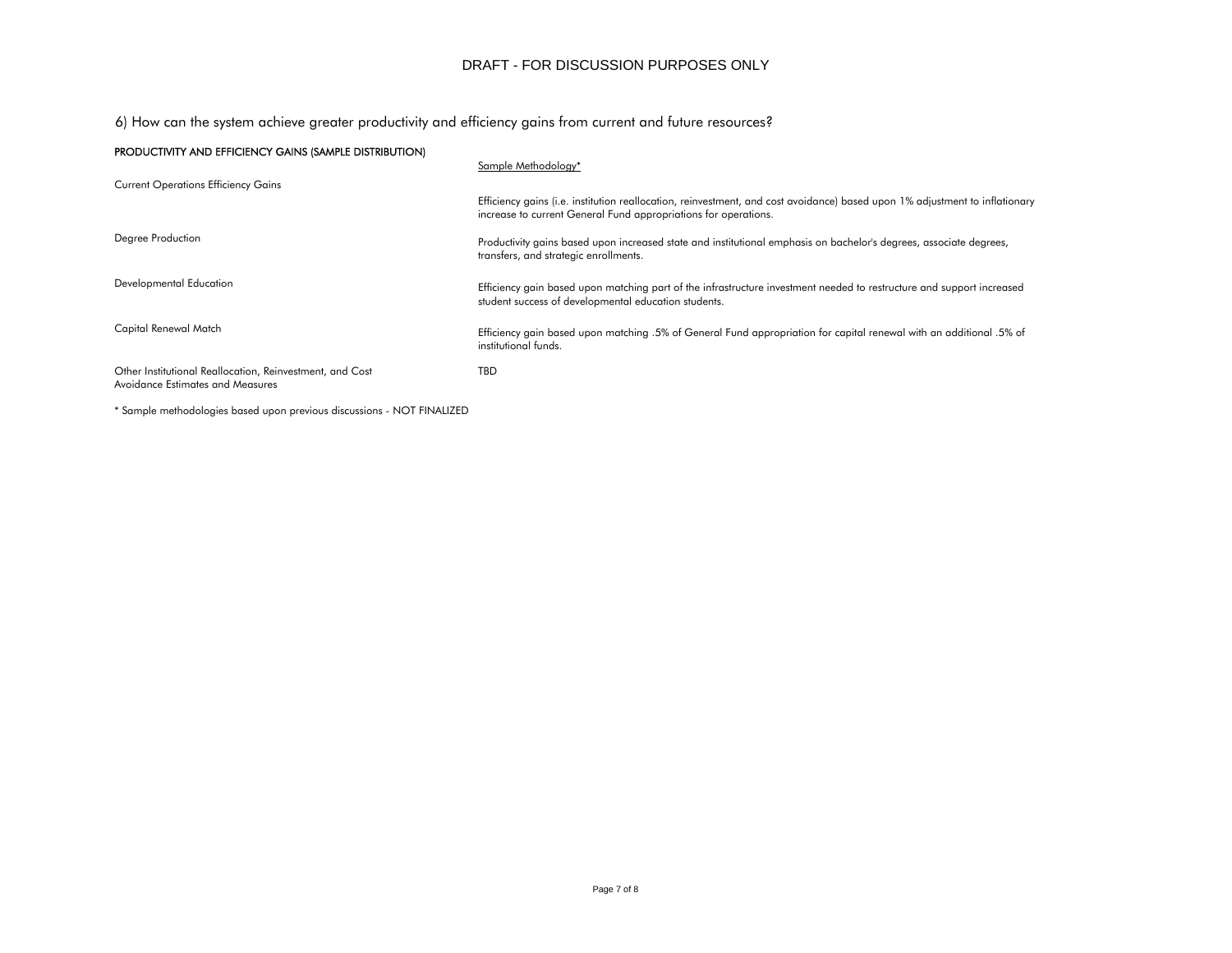DRAFT - FOR DISCUSSION PURPOSES ONLY

## 6) How can the system achieve greater productivity and efficiency gains from current and future resources?

**PRODUCTIVITY AND EFFICIENCY GAINS (SAMPLE DISTRIBUTION)**

| | Sample Methodology* |
|---|---|
| Current Operations Efficiency Gains | Efficiency gains (i.e. institution reallocation, reinvestment, and cost avoidance) based upon 1% adjustment to inflationary increase to current General Fund appropriations for operations. |
| Degree Production | Productivity gains based upon increased state and institutional emphasis on bachelor's degrees, associate degrees, transfers, and strategic enrollments. |
| Developmental Education | Efficiency gain based upon matching part of the infrastructure investment needed to restructure and support increased student success of developmental education students. |
| Capital Renewal Match | Efficiency gain based upon matching .5% of General Fund appropriation for capital renewal with an additional .5% of institutional funds. |
| Other Institutional Reallocation, Reinvestment, and Cost Avoidance Estimates and Measures | TBD |

* Sample methodologies based upon previous discussions - NOT FINALIZED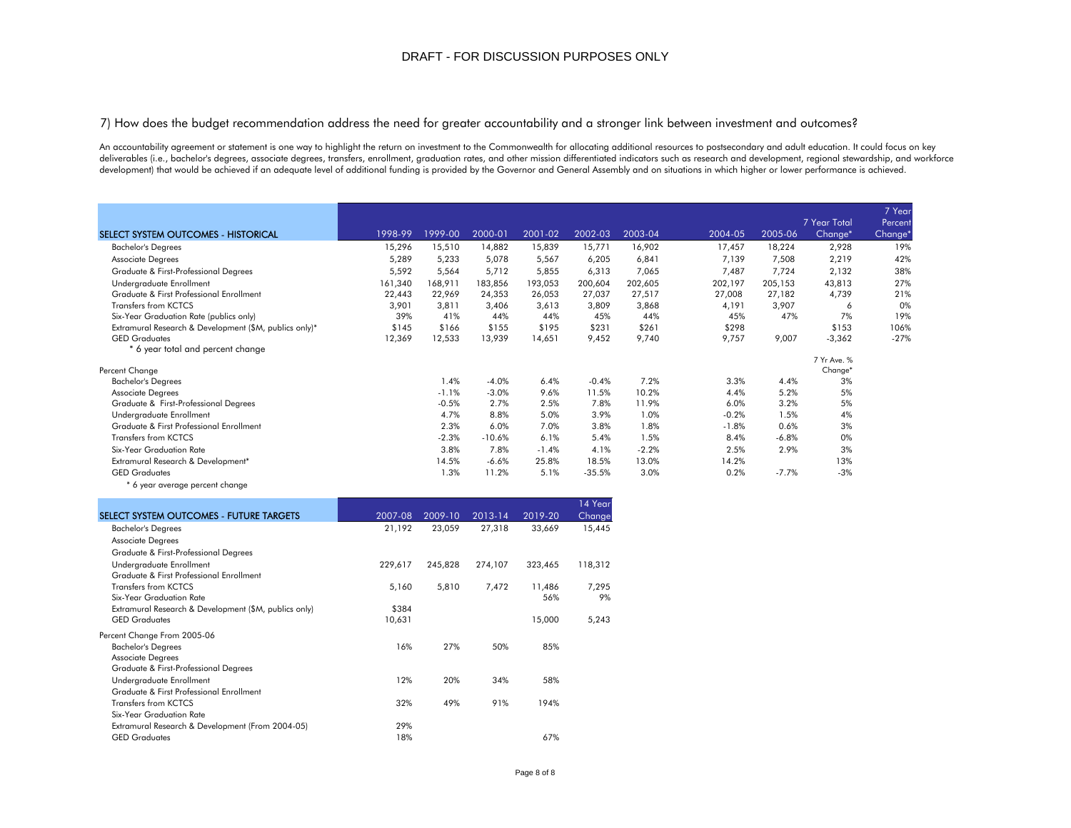DRAFT - FOR DISCUSSION PURPOSES ONLY

### 7) How does the budget recommendation address the need for greater accountability and a stronger link between investment and outcomes?

An accountability agreement or statement is one way to highlight the return on investment to the Commonwealth for allocating additional resources to postsecondary and adult education. It could focus on key deliverables (i.e., bachelor's degrees, associate degrees, transfers, enrollment, graduation rates, and other mission differentiated indicators such as research and development, regional stewardship, and workforce development) that would be achieved if an adequate level of additional funding is provided by the Governor and General Assembly and on situations in which higher or lower performance is achieved.

| SELECT SYSTEM OUTCOMES - HISTORICAL | 1998-99 | 1999-00 | 2000-01 | 2001-02 | 2002-03 | 2003-04 | 2004-05 | 2005-06 | 7 Year Total Change* | 7 Year Percent Change* |
|---|---|---|---|---|---|---|---|---|---|---|
| Bachelor's Degrees | 15,296 | 15,510 | 14,882 | 15,839 | 15,771 | 16,902 | 17,457 | 18,224 | 2,928 | 19% |
| Associate Degrees | 5,289 | 5,233 | 5,078 | 5,567 | 6,205 | 6,841 | 7,139 | 7,508 | 2,219 | 42% |
| Graduate & First-Professional Degrees | 5,592 | 5,564 | 5,712 | 5,855 | 6,313 | 7,065 | 7,487 | 7,724 | 2,132 | 38% |
| Undergraduate Enrollment | 161,340 | 168,911 | 183,856 | 193,053 | 200,604 | 202,605 | 202,197 | 205,153 | 43,813 | 27% |
| Graduate & First Professional Enrollment | 22,443 | 22,969 | 24,353 | 26,053 | 27,037 | 27,517 | 27,008 | 27,182 | 4,739 | 21% |
| Transfers from KCTCS | 3,901 | 3,811 | 3,406 | 3,613 | 3,809 | 3,868 | 4,191 | 3,907 | 6 | 0% |
| Six-Year Graduation Rate (publics only) | 39% | 41% | 44% | 44% | 45% | 44% | 45% | 47% | 7% | 19% |
| Extramural Research & Development ($M, publics only)* | $145 | $166 | $155 | $195 | $231 | $261 | $298 | | $153 | 106% |
| GED Graduates | 12,369 | 12,533 | 13,939 | 14,651 | 9,452 | 9,740 | 9,757 | 9,007 | -3,362 | -27% |

\* 6 year total and percent change

| Percent Change | 1999-00 | 2000-01 | 2001-02 | 2002-03 | 2003-04 | 2004-05 | 2005-06 | 7 Yr Ave. % Change* |
|---|---|---|---|---|---|---|---|---|
| Bachelor's Degrees | 1.4% | -4.0% | 6.4% | -0.4% | 7.2% | 3.3% | 4.4% | 3% |
| Associate Degrees | -1.1% | -3.0% | 9.6% | 11.5% | 10.2% | 4.4% | 5.2% | 5% |
| Graduate & First-Professional Degrees | -0.5% | 2.7% | 2.5% | 7.8% | 11.9% | 6.0% | 3.2% | 5% |
| Undergraduate Enrollment | 4.7% | 8.8% | 5.0% | 3.9% | 1.0% | -0.2% | 1.5% | 4% |
| Graduate & First Professional Enrollment | 2.3% | 6.0% | 7.0% | 3.8% | 1.8% | -1.8% | 0.6% | 3% |
| Transfers from KCTCS | -2.3% | -10.6% | 6.1% | 5.4% | 1.5% | 8.4% | -6.8% | 0% |
| Six-Year Graduation Rate | 3.8% | 7.8% | -1.4% | 4.1% | -2.2% | 2.5% | 2.9% | 3% |
| Extramural Research & Development* | 14.5% | -6.6% | 25.8% | 18.5% | 13.0% | 14.2% | | 13% |
| GED Graduates | 1.3% | 11.2% | 5.1% | -35.5% | 3.0% | 0.2% | -7.7% | -3% |

\* 6 year average percent change

| SELECT SYSTEM OUTCOMES - FUTURE TARGETS | 2007-08 | 2009-10 | 2013-14 | 2019-20 | 14 Year Change |
|---|---|---|---|---|---|
| Bachelor's Degrees | 21,192 | 23,059 | 27,318 | 33,669 | 15,445 |
| Associate Degrees | | | | | |
| Graduate & First-Professional Degrees | | | | | |
| Undergraduate Enrollment | 229,617 | 245,828 | 274,107 | 323,465 | 118,312 |
| Graduate & First Professional Enrollment | | | | | |
| Transfers from KCTCS | 5,160 | 5,810 | 7,472 | 11,486 | 7,295 |
| Six-Year Graduation Rate | | | | 56% | 9% |
| Extramural Research & Development ($M, publics only) | $384 | | | | |
| GED Graduates | 10,631 | | | 15,000 | 5,243 |
| **Percent Change From 2005-06** | | | | | |
| Bachelor's Degrees | 16% | 27% | 50% | 85% | |
| Associate Degrees | | | | | |
| Graduate & First-Professional Degrees | | | | | |
| Undergraduate Enrollment | 12% | 20% | 34% | 58% | |
| Graduate & First Professional Enrollment | | | | | |
| Transfers from KCTCS | 32% | 49% | 91% | 194% | |
| Six-Year Graduation Rate | | | | | |
| Extramural Research & Development (From 2004-05) | 29% | | | | |
| GED Graduates | 18% | | | 67% | |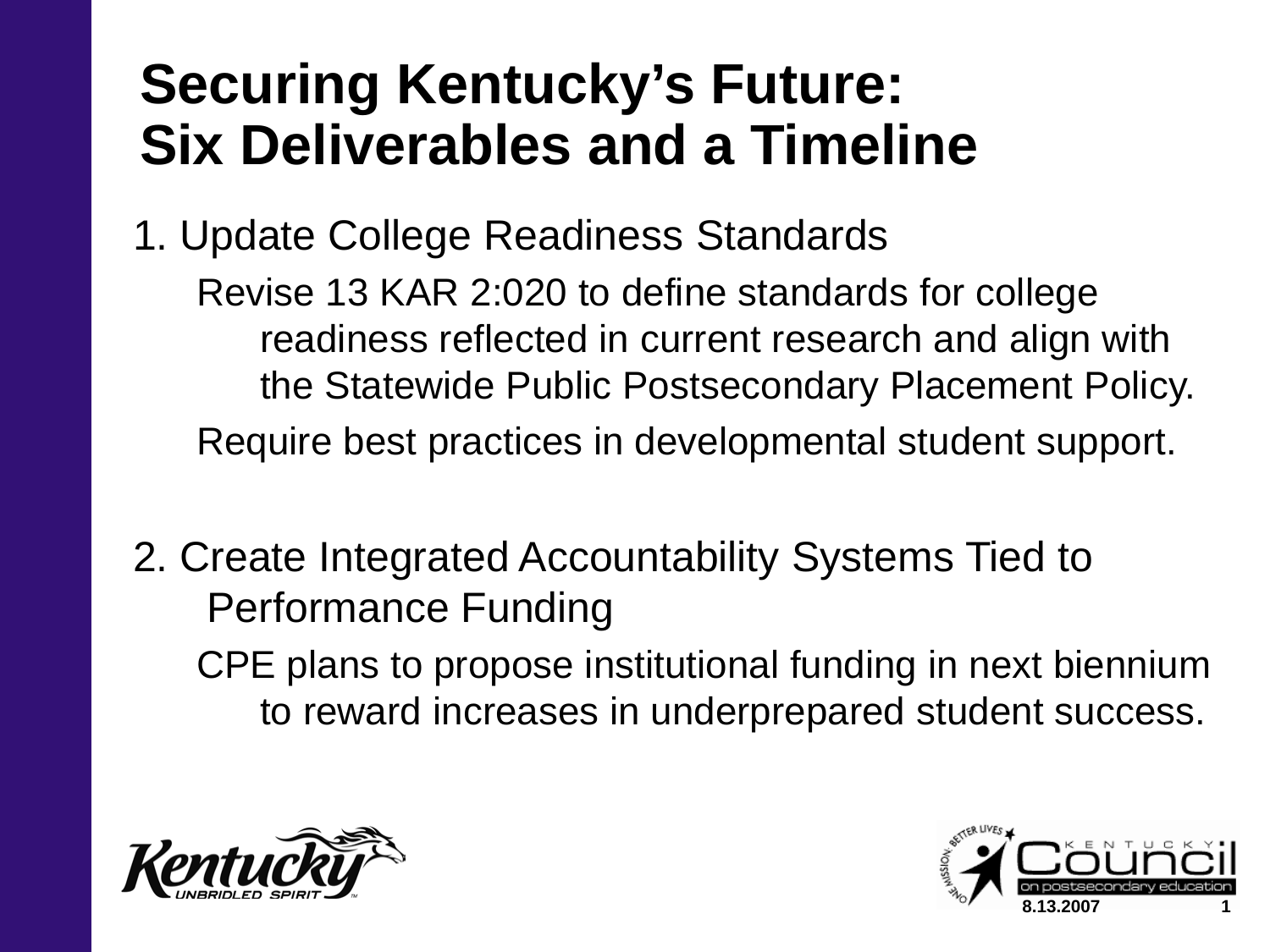# Securing Kentucky's Future: Six Deliverables and a Timeline

1. Update College Readiness Standards

   Revise 13 KAR 2:020 to define standards for college readiness reflected in current research and align with the Statewide Public Postsecondary Placement Policy.

   Require best practices in developmental student support.

2. Create Integrated Accountability Systems Tied to Performance Funding

   CPE plans to propose institutional funding in next biennium to reward increases in underprepared student success.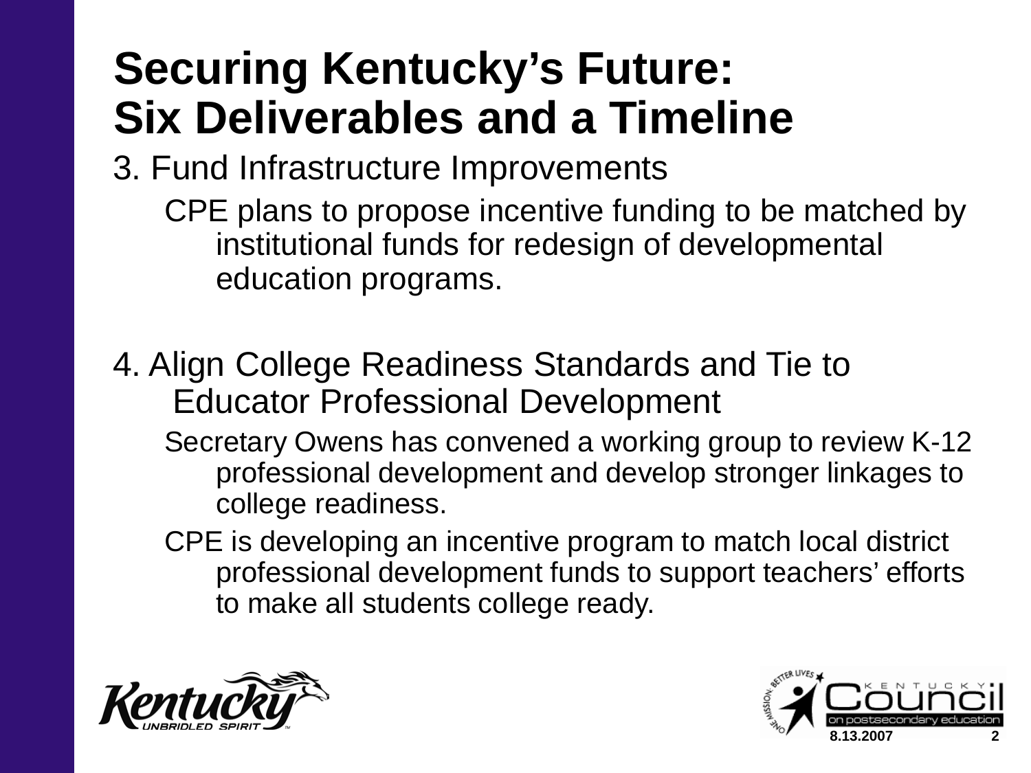# Securing Kentucky's Future: Six Deliverables and a Timeline

3. Fund Infrastructure Improvements
   - CPE plans to propose incentive funding to be matched by institutional funds for redesign of developmental education programs.

4. Align College Readiness Standards and Tie to Educator Professional Development
   - Secretary Owens has convened a working group to review K-12 professional development and develop stronger linkages to college readiness.
   - CPE is developing an incentive program to match local district professional development funds to support teachers' efforts to make all students college ready.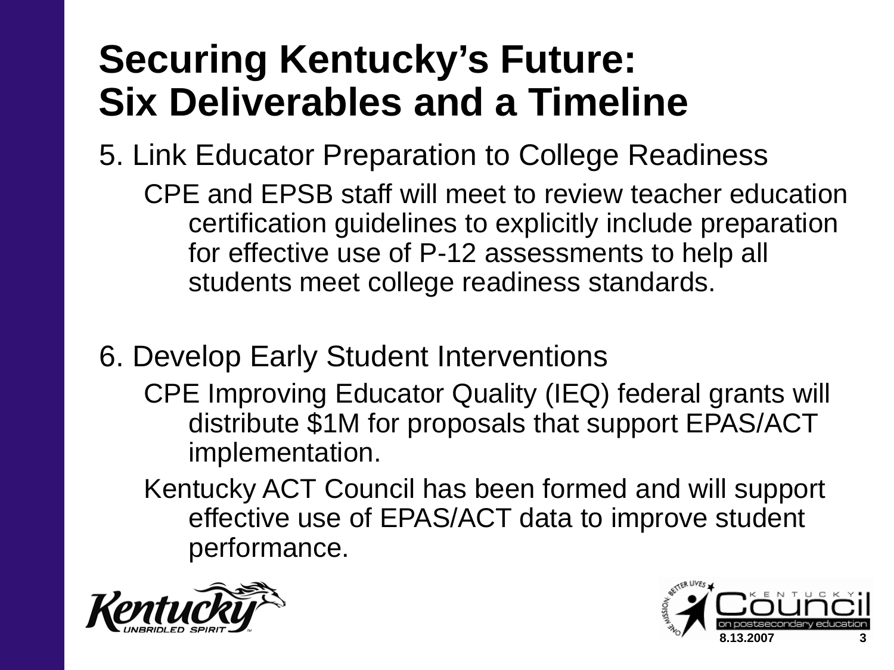# Securing Kentucky's Future: Six Deliverables and a Timeline

5. Link Educator Preparation to College Readiness

   CPE and EPSB staff will meet to review teacher education certification guidelines to explicitly include preparation for effective use of P-12 assessments to help all students meet college readiness standards.

6. Develop Early Student Interventions

   CPE Improving Educator Quality (IEQ) federal grants will distribute $1M for proposals that support EPAS/ACT implementation.

   Kentucky ACT Council has been formed and will support effective use of EPAS/ACT data to improve student performance.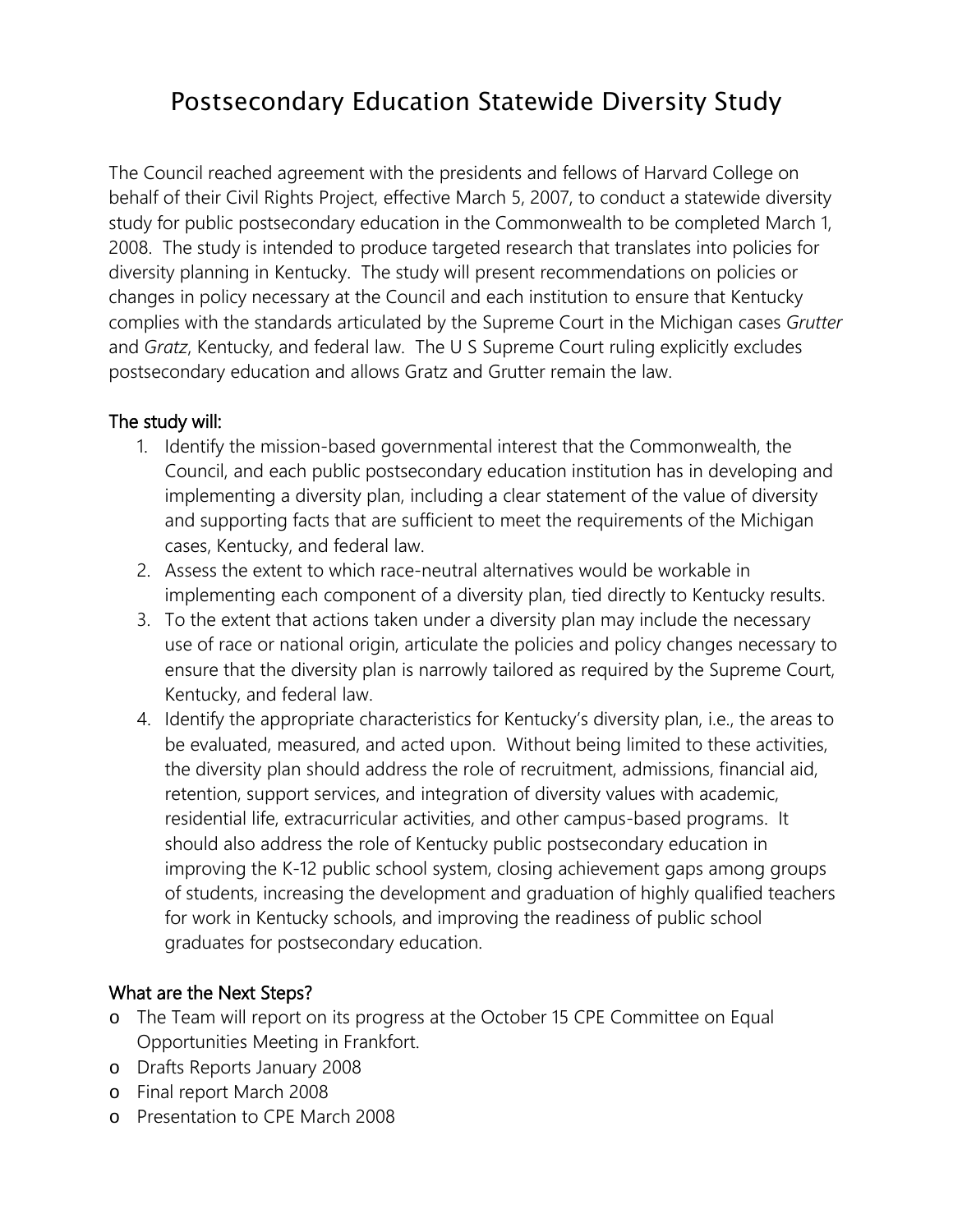# Postsecondary Education Statewide Diversity Study

The Council reached agreement with the presidents and fellows of Harvard College on behalf of their Civil Rights Project, effective March 5, 2007, to conduct a statewide diversity study for public postsecondary education in the Commonwealth to be completed March 1, 2008. The study is intended to produce targeted research that translates into policies for diversity planning in Kentucky. The study will present recommendations on policies or changes in policy necessary at the Council and each institution to ensure that Kentucky complies with the standards articulated by the Supreme Court in the Michigan cases *Grutter* and *Gratz*, Kentucky, and federal law. The U S Supreme Court ruling explicitly excludes postsecondary education and allows Gratz and Grutter remain the law.

## The study will:

1. Identify the mission-based governmental interest that the Commonwealth, the Council, and each public postsecondary education institution has in developing and implementing a diversity plan, including a clear statement of the value of diversity and supporting facts that are sufficient to meet the requirements of the Michigan cases, Kentucky, and federal law.
2. Assess the extent to which race-neutral alternatives would be workable in implementing each component of a diversity plan, tied directly to Kentucky results.
3. To the extent that actions taken under a diversity plan may include the necessary use of race or national origin, articulate the policies and policy changes necessary to ensure that the diversity plan is narrowly tailored as required by the Supreme Court, Kentucky, and federal law.
4. Identify the appropriate characteristics for Kentucky's diversity plan, i.e., the areas to be evaluated, measured, and acted upon. Without being limited to these activities, the diversity plan should address the role of recruitment, admissions, financial aid, retention, support services, and integration of diversity values with academic, residential life, extracurricular activities, and other campus-based programs. It should also address the role of Kentucky public postsecondary education in improving the K-12 public school system, closing achievement gaps among groups of students, increasing the development and graduation of highly qualified teachers for work in Kentucky schools, and improving the readiness of public school graduates for postsecondary education.

## What are the Next Steps?

- The Team will report on its progress at the October 15 CPE Committee on Equal Opportunities Meeting in Frankfort.
- Drafts Reports January 2008
- Final report March 2008
- Presentation to CPE March 2008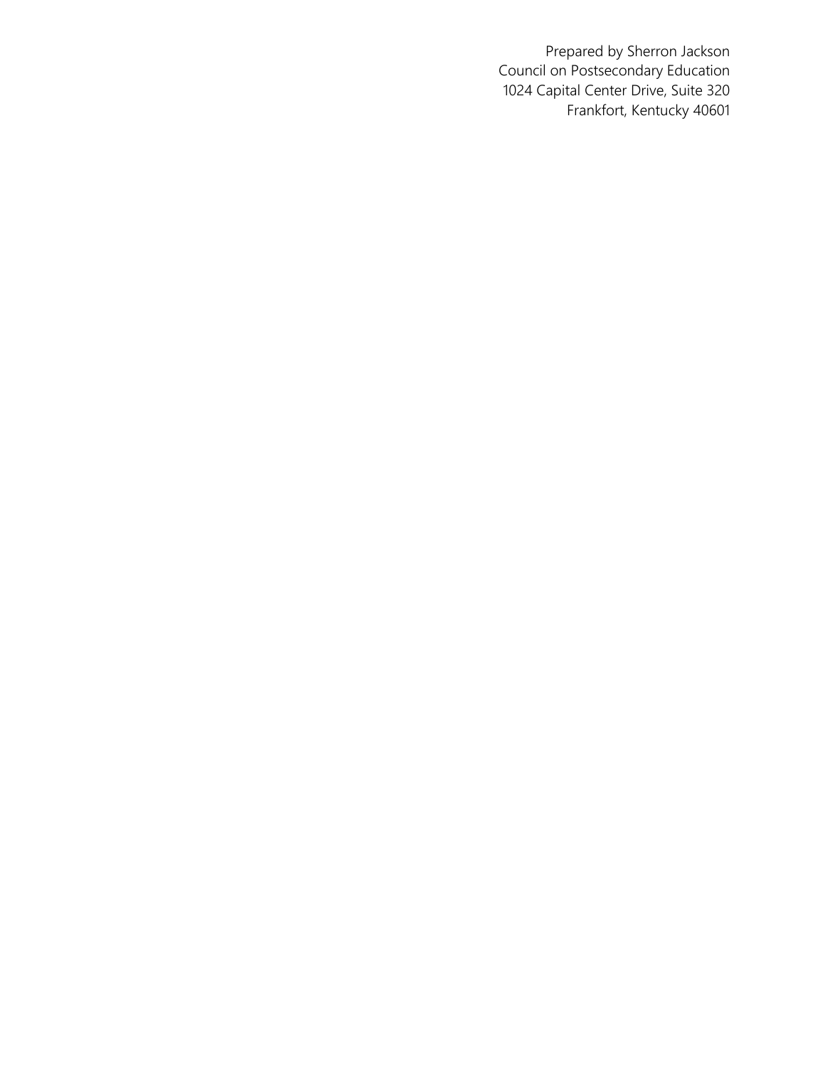Prepared by Sherron Jackson
Council on Postsecondary Education
1024 Capital Center Drive, Suite 320
Frankfort, Kentucky 40601